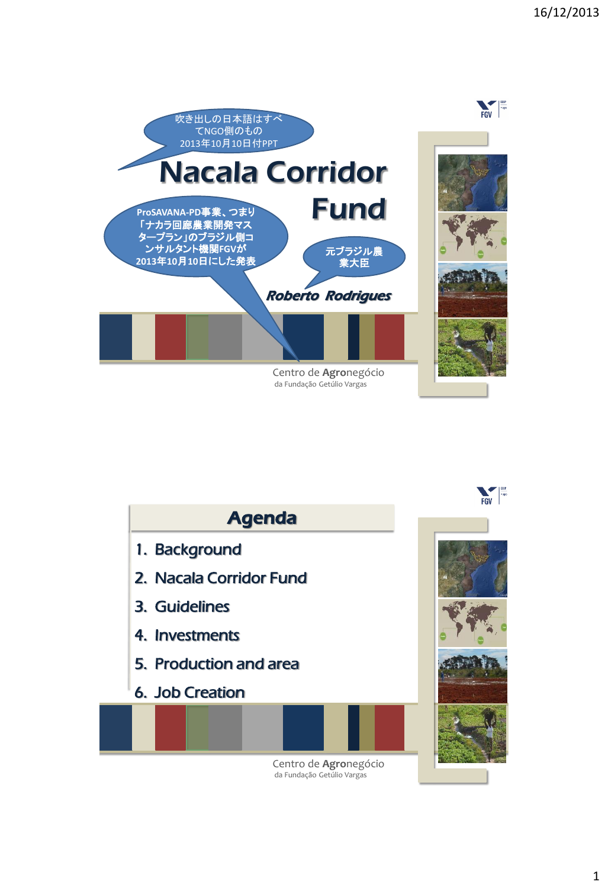吹き出しの日本語はすべてNGO側のもの
2013年10月10日付PPT

# Nacala Corridor Fund

ProSAVANA-PD事業、つまり「ナカラ回廊農業開発マスタープラン」のブラジル側コンサルタント機関FGVが2013年10月10日にした発表

元ブラジル農業大臣

***Roberto Rodrigues***

Centro de **Agro**negócio
da Fundação Getúlio Vargas

---

## Agenda

1. Background
2. Nacala Corridor Fund
3. Guidelines
4. Investments
5. Production and area
6. Job Creation

Centro de **Agro**negócio
da Fundação Getúlio Vargas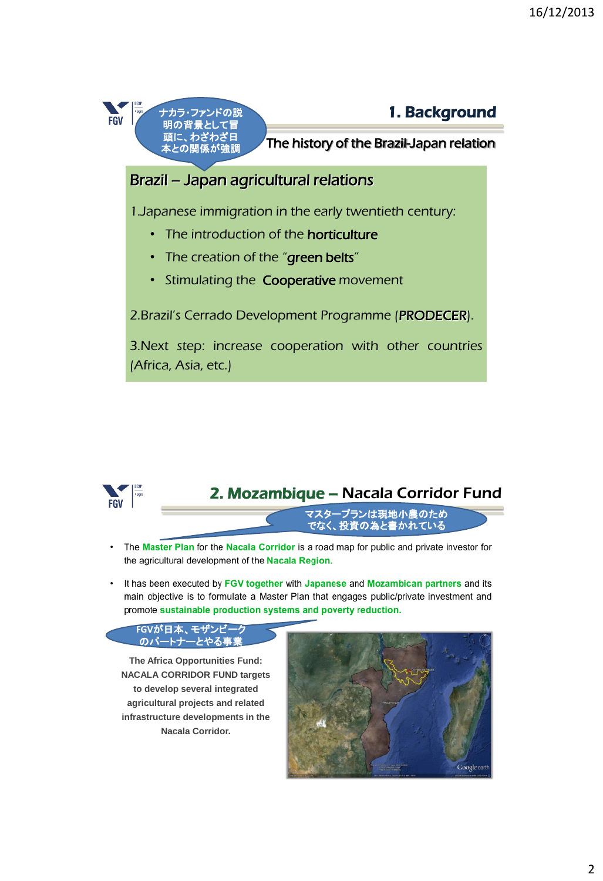## 1. Background

ナカラ・ファンドの説明の背景として冒頭に、わざわざ日本との関係が強調

### The history of the Brazil-Japan relation

**Brazil – Japan agricultural relations**

1. Japanese immigration in the early twentieth century:
   - The introduction of the **horticulture**
   - The creation of the "**green belts**"
   - Stimulating the **Cooperative** movement

2. Brazil's Cerrado Development Programme (**PRODECER**).

3. Next step: increase cooperation with other countries (Africa, Asia, etc.)

## 2. Mozambique – Nacala Corridor Fund

マスタープランは現地小農のためでなく、投資の為と書かれている

- The **Master Plan** for the **Nacala Corridor** is a road map for public and private investor for the agricultural development of the **Nacala Region.**
- It has been executed by **FGV together** with **Japanese** and **Mozambican partners** and its main objective is to formulate a Master Plan that engages public/private investment and promote **sustainable production systems and poverty reduction.**

FGVが日本、モザンビークのパートナーとやる事業

**The Africa Opportunities Fund: NACALA CORRIDOR FUND targets to develop several integrated agricultural projects and related infrastructure developments in the Nacala Corridor.**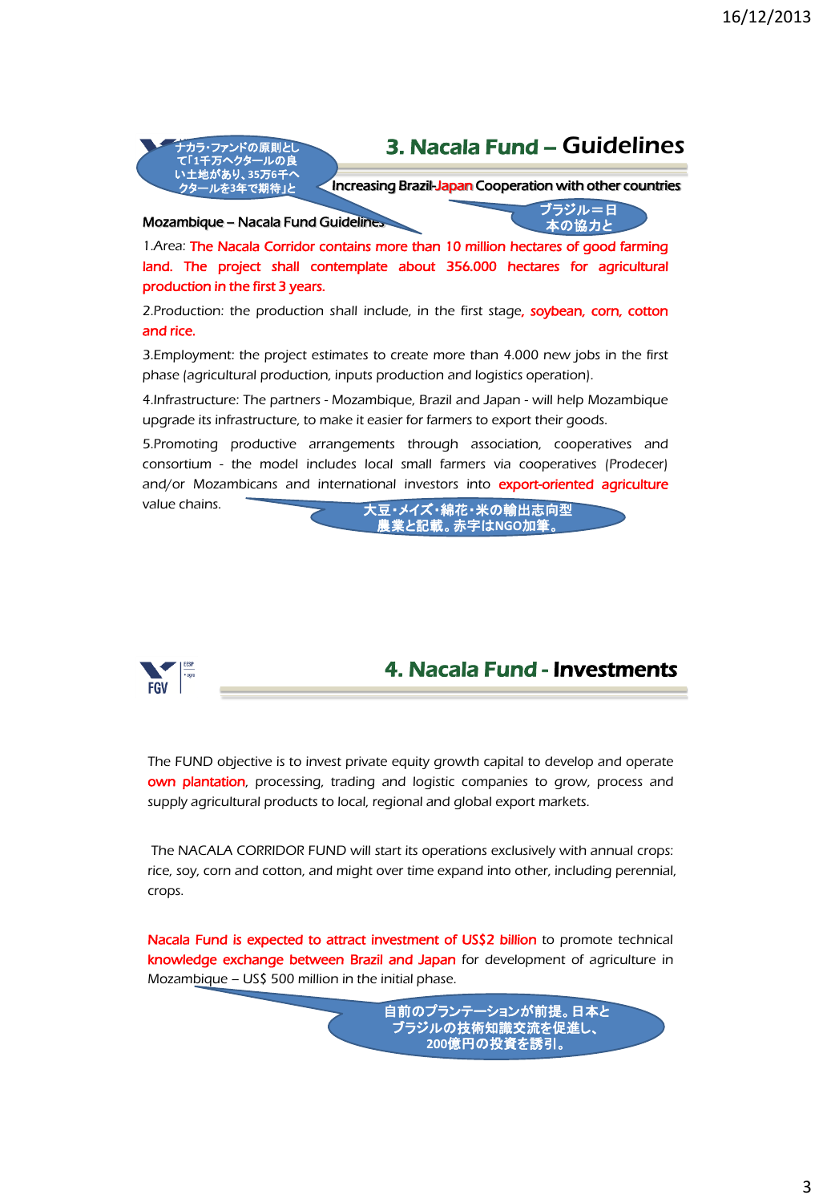## 3. Nacala Fund – Guidelines

ナカラ・ファンドの原則として「1千万ヘクタールの良い土地があり、35万6千ヘクタールを3年で期待」と

Increasing Brazil-Japan Cooperation with other countries

ブラジル＝日本の協力と

Mozambique – Nacala Fund Guidelines

1.Area: The Nacala Corridor contains more than 10 million hectares of good farming land. The project shall contemplate about 356.000 hectares for agricultural production in the first 3 years.

2.Production: the production shall include, in the first stage, soybean, corn, cotton and rice.

3.Employment: the project estimates to create more than 4.000 new jobs in the first phase (agricultural production, inputs production and logistics operation).

4.Infrastructure: The partners - Mozambique, Brazil and Japan - will help Mozambique upgrade its infrastructure, to make it easier for farmers to export their goods.

5.Promoting productive arrangements through association, cooperatives and consortium - the model includes local small farmers via cooperatives (Prodecer) and/or Mozambicans and international investors into export-oriented agriculture value chains.

大豆・メイズ・綿花・米の輸出志向型農業と記載。赤字はNGO加筆。

## 4. Nacala Fund - Investments

The FUND objective is to invest private equity growth capital to develop and operate own plantation, processing, trading and logistic companies to grow, process and supply agricultural products to local, regional and global export markets.

The NACALA CORRIDOR FUND will start its operations exclusively with annual crops: rice, soy, corn and cotton, and might over time expand into other, including perennial, crops.

Nacala Fund is expected to attract investment of US$2 billion to promote technical knowledge exchange between Brazil and Japan for development of agriculture in Mozambique – US$ 500 million in the initial phase.

自前のプランテーションが前提。日本とブラジルの技術知識交流を促進し、200億円の投資を誘引。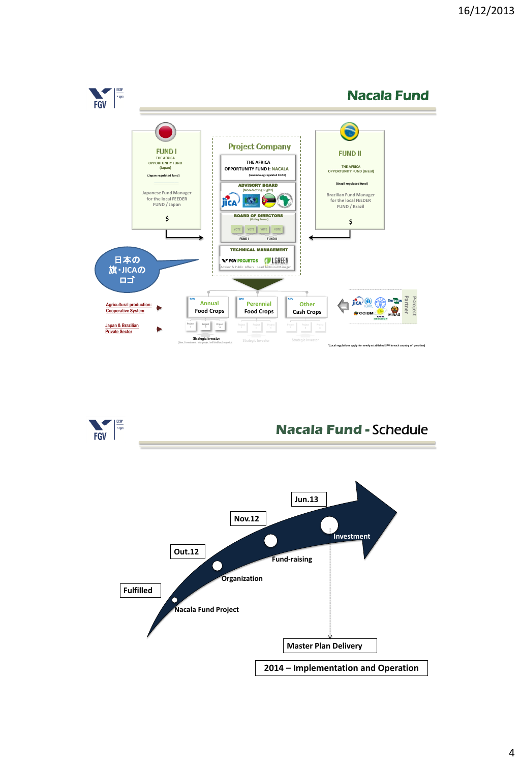## Nacala Fund

**FUND I**
THE AFRICA OPPORTUNITY FUND (Japan)
(Japan regulated fund)
Japanese Fund Manager for the local FEEDER FUND / Japan
$

**Project Company**
THE AFRICA OPPORTUNITY FUND I: NACALA
(Luxembourg regulated SICAR)

ADVISORY BOARD (Non-Voting Right)

BOARD OF DIRECTORS (Voting Power)
VOTE VOTE VOTE VOTE
FUND I FUND II

TECHNICAL MANAGEMENT
FGV PROJETOS — Advisor & Public Affairs
I.GREEN — Lead Technical Manager

**FUND II**
THE AFRICA OPPORTUNITY FUND (Brazil)
(Brazil regulated fund)
Brazilian Fund Manager for the local FEEDER FUND / Brazil
$

日本の旗・JICAのロゴ

Agricultural production: Cooperative System ▶
Japan & Brazilian Private Sector ▶

SPV Annual Food Crops
SPV Perennial Food Crops
SPV Other Cash Crops

Strategic Investor (direct investment into project with/without majority)
Strategic Investor
Strategic Investor

Project Partner: JICA, CCIBM, MINAG

*(Local regulations apply for newly established SPV in each country of operation)

## Nacala Fund - Schedule

- Fulfilled — Nacala Fund Project
- Out.12 — Organization
- Nov.12 — Fund-raising
- Jun.13 — Investment

Master Plan Delivery

2014 – Implementation and Operation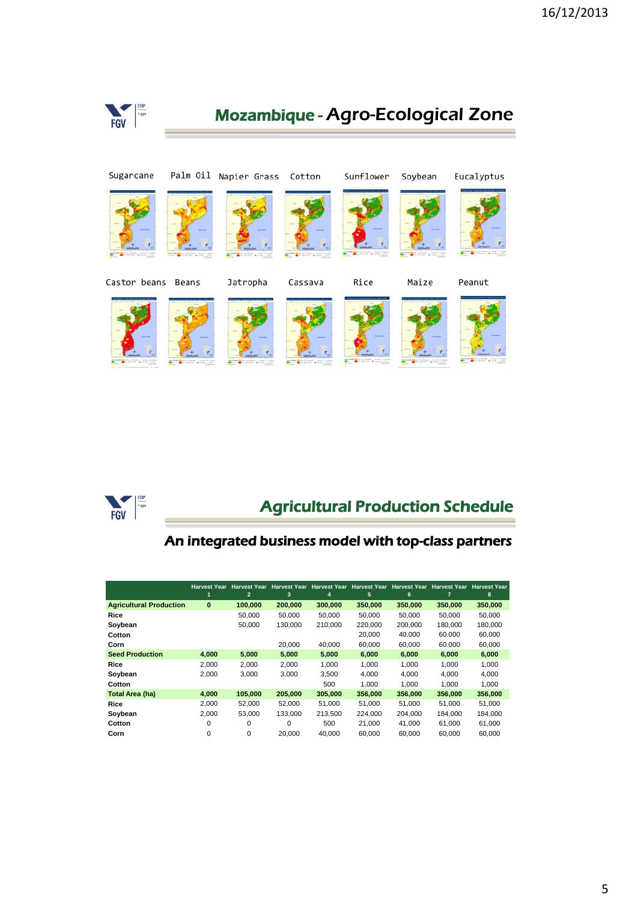# Mozambique - Agro-Ecological Zone

Sugarcane Palm Oil Napier Grass Cotton Sunflower Soybean Eucalyptus

Castor beans Beans Jatropha Cassava Rice Maize Peanut

# Agricultural Production Schedule

## An integrated business model with top-class partners

| | Harvest Year 1 | Harvest Year 2 | Harvest Year 3 | Harvest Year 4 | Harvest Year 5 | Harvest Year 6 | Harvest Year 7 | Harvest Year 8 |
|---|---|---|---|---|---|---|---|---|
| **Agricultural Production** | **0** | **100,000** | **200,000** | **300,000** | **350,000** | **350,000** | **350,000** | **350,000** |
| **Rice** | | 50,000 | 50,000 | 50,000 | 50,000 | 50,000 | 50,000 | 50,000 |
| **Soybean** | | 50,000 | 130,000 | 210,000 | 220,000 | 200,000 | 180,000 | 180,000 |
| **Cotton** | | | | | 20,000 | 40,000 | 60.000 | 60,000 |
| **Corn** | | | 20,000 | 40,000 | 60,000 | 60,000 | 60.000 | 60,000 |
| **Seed Production** | **4,000** | **5,000** | **5,000** | **5,000** | **6,000** | **6,000** | **6,000** | **6,000** |
| **Rice** | 2,000 | 2,000 | 2,000 | 1,000 | 1,000 | 1,000 | 1,000 | 1,000 |
| **Soybean** | 2,000 | 3,000 | 3,000 | 3,500 | 4,000 | 4,000 | 4,000 | 4,000 |
| **Cotton** | | | | 500 | 1,000 | 1,000 | 1,000 | 1,000 |
| **Total Area (ha)** | **4,000** | **105,000** | **205,000** | **305,000** | **356,000** | **356,000** | **356,000** | **356,000** |
| **Rice** | 2,000 | 52,000 | 52,000 | 51,000 | 51,000 | 51,000 | 51,000 | 51,000 |
| **Soybean** | 2,000 | 53,000 | 133,000 | 213,500 | 224,000 | 204,000 | 184,000 | 184,000 |
| **Cotton** | 0 | 0 | 0 | 500 | 21,000 | 41,000 | 61,000 | 61,000 |
| **Corn** | 0 | 0 | 20,000 | 40,000 | 60,000 | 60,000 | 60,000 | 60,000 |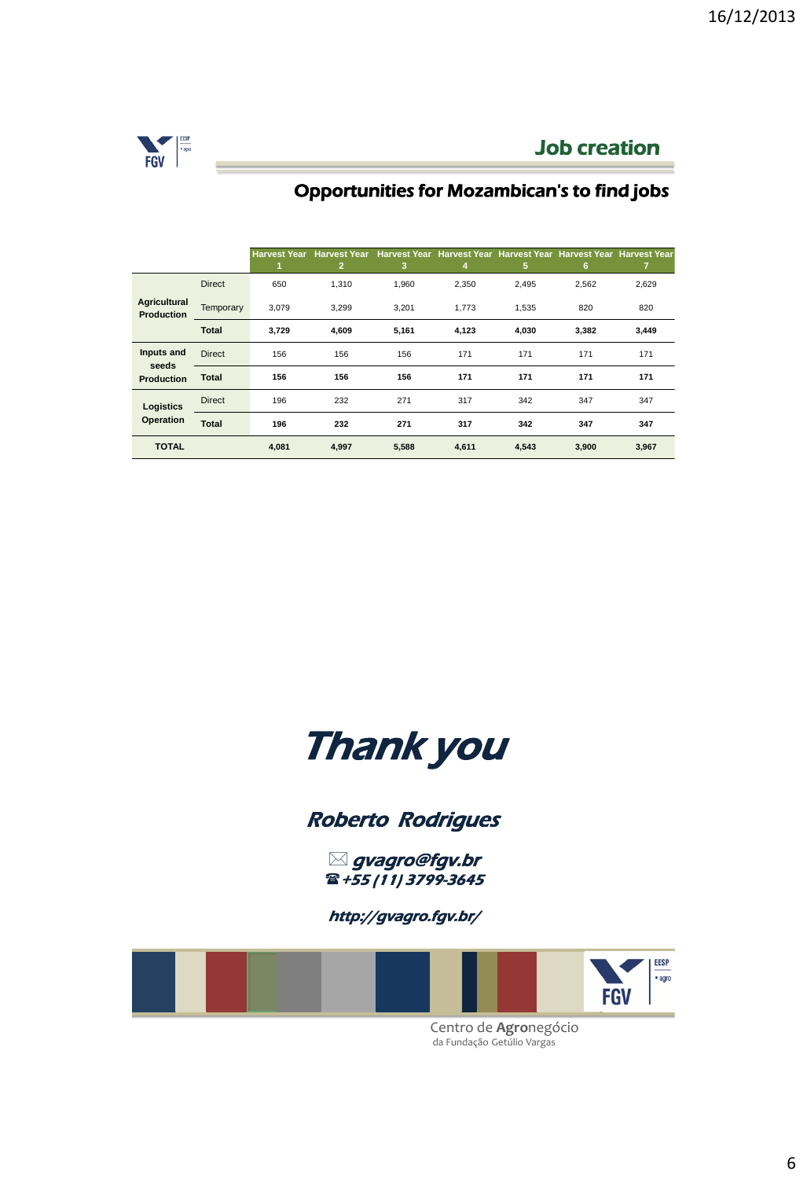## Job creation

### Opportunities for Mozambican's to find jobs

| | | Harvest Year 1 | Harvest Year 2 | Harvest Year 3 | Harvest Year 4 | Harvest Year 5 | Harvest Year 6 | Harvest Year 7 |
|---|---|---|---|---|---|---|---|---|
| **Agricultural Production** | Direct | 650 | 1,310 | 1,960 | 2,350 | 2,495 | 2,562 | 2,629 |
| | Temporary | 3,079 | 3,299 | 3,201 | 1,773 | 1,535 | 820 | 820 |
| | **Total** | **3,729** | **4,609** | **5,161** | **4,123** | **4,030** | **3,382** | **3,449** |
| **Inputs and seeds Production** | Direct | 156 | 156 | 156 | 171 | 171 | 171 | 171 |
| | **Total** | **156** | **156** | **156** | **171** | **171** | **171** | **171** |
| **Logistics Operation** | Direct | 196 | 232 | 271 | 317 | 342 | 347 | 347 |
| | **Total** | **196** | **232** | **271** | **317** | **342** | **347** | **347** |
| **TOTAL** | | **4,081** | **4,997** | **5,588** | **4,611** | **4,543** | **3,900** | **3,967** |

# *Thank you*

### *Roberto Rodrigues*

***gvagro@fgv.br***
***+55 (11) 3799-3645***

***http://gvagro.fgv.br/***

Centro de **Agro**negócio
da Fundação Getúlio Vargas